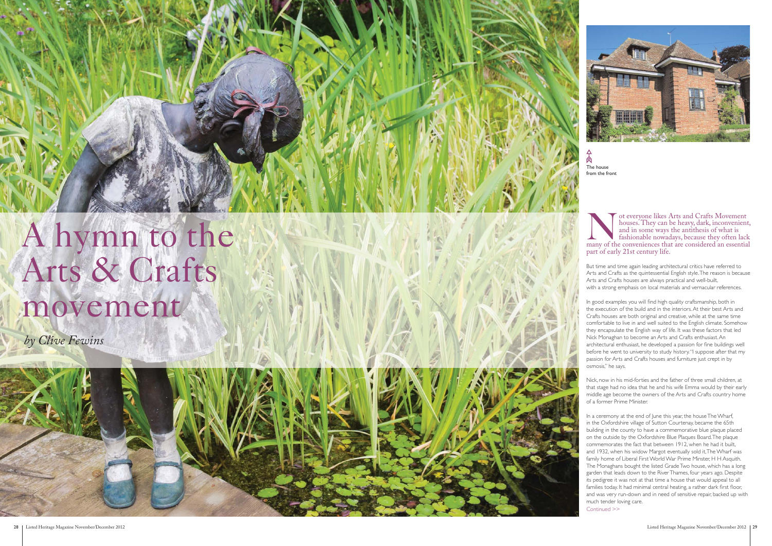# A hymn to the Arts & Crafts movement

*by Clive Fewins*

The house from the front

Not everyone likes Arts and Crafts Movement houses. They can be heavy, dark, inconvenient, and in some ways the antithesis of what is fashionable nowadays, because they often lack many of the conveniences that are considered an essential part of early 21st century life.

But time and time again leading architectural critics have referred to Arts and Crafts as the quintessential English style. The reason is because Arts and Crafts houses are always practical and well-built, with a strong emphasis on local materials and vernacular references.

In good examples you will find high quality craftsmanship, both in the execution of the build and in the interiors. At their best Arts and Crafts houses are both original and creative, while at the same time comfortable to live in and well suited to the English climate. Somehow they encapsulate the English way of life. It was these factors that led Nick Monaghan to become an Arts and Crafts enthusiast. An architectural enthusiast, he developed a passion for fine buildings well before he went to university to study history. "I suppose after that my passion for Arts and Crafts houses and furniture just crept in by osmosis," he says.

Nick, now in his mid-forties and the father of three small children, at that stage had no idea that he and his wife Emma would by their early middle age become the owners of the Arts and Crafts country home of a former Prime Minister.

In a ceremony at the end of June this year, the house The Wharf, in the Oxfordshire village of Sutton Courtenay, became the 65th building in the county to have a commemorative blue plaque placed on the outside by the Oxfordshire Blue Plaques Board. The plaque commemorates the fact that between 1912, when he had it built, and 1932, when his widow Margot eventually sold it, The Wharf was family home of Liberal First World War Prime Minister, H H Asquith. The Monaghans bought the listed Grade Two house, which has a long garden that leads down to the River Thames, four years ago. Despite its pedigree it was not at that time a house that would appeal to all families today. It had minimal central heating, a rather dark first floor, and was very run-down and in need of sensitive repair, backed up with much tender loving care.

Continued >>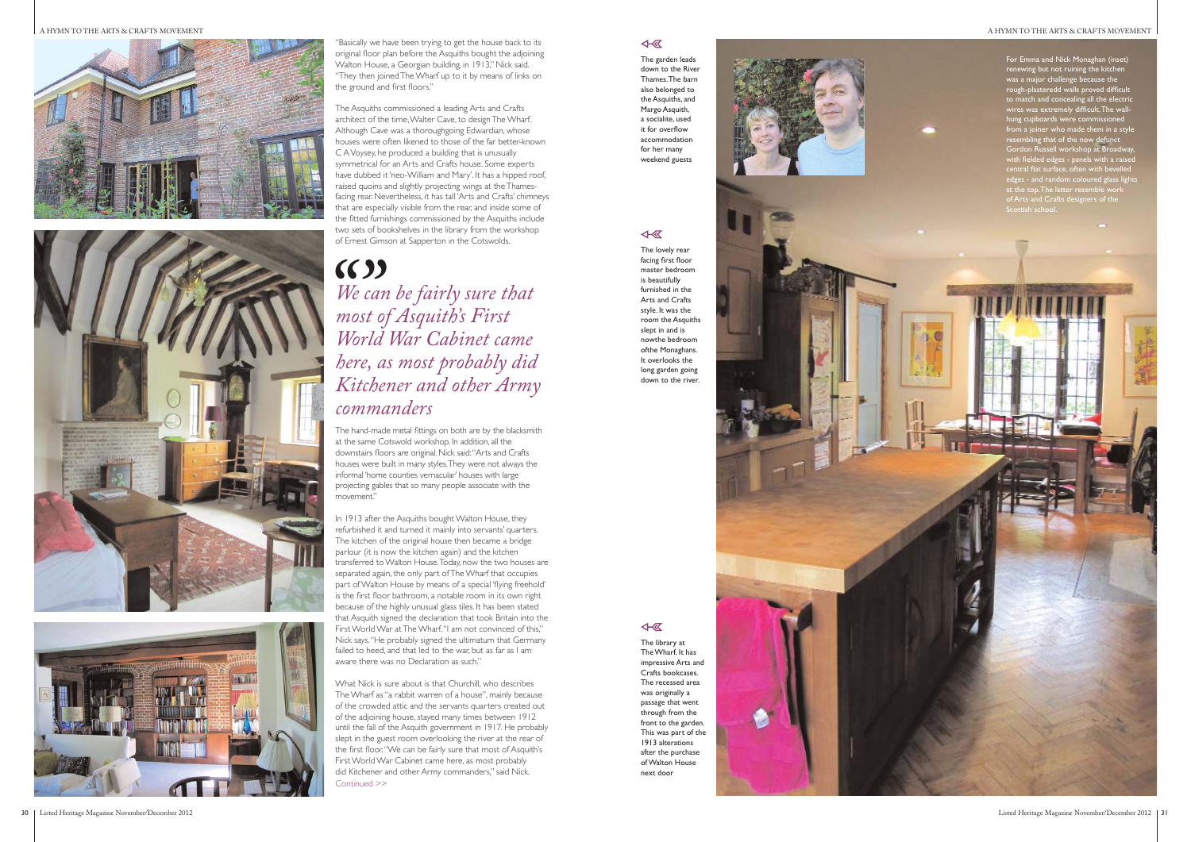"Basically we have been trying to get the house back to its original floor plan before the Asquiths bought the adjoining Walton House, a Georgian building, in 1913," Nick said. "They then joined The Wharf up to it by means of links on the ground and first floors."

The Asquiths commissioned a leading Arts and Crafts architect of the time, Walter Cave, to design The Wharf. Although Cave was a thoroughgoing Edwardian, whose houses were often likened to those of the far better-known C A Voysey, he produced a building that is unusually symmetrical for an Arts and Crafts house. Some experts have dubbed it 'neo-William and Mary'. It has a hipped roof, raised quoins and slightly projecting wings at the Thames-facing rear. Nevertheless, it has tall 'Arts and Crafts' chimneys that are especially visible from the rear, and inside some of the fitted furnishings commissioned by the Asquiths include two sets of bookshelves in the library from the workshop of Ernest Gimson at Sapperton in the Cotswolds.

> *We can be fairly sure that most of Asquith's First World War Cabinet came here, as most probably did Kitchener and other Army commanders*

The hand-made metal fittings on both are by the blacksmith at the same Cotswold workshop. In addition, all the downstairs floors are original. Nick said: "Arts and Crafts houses were built in many styles. They were not always the informal 'home counties vernacular' houses with large projecting gables that so many people associate with the movement."

In 1913 after the Asquiths bought Walton House, they refurbished it and turned it mainly into servants' quarters. The kitchen of the original house then became a bridge parlour (it is now the kitchen again) and the kitchen transferred to Walton House. Today, now the two houses are separated again, the only part of The Wharf that occupies part of Walton House by means of a special 'flying freehold' is the first floor bathroom, a notable room in its own right because of the highly unusual glass tiles. It has been stated that Asquith signed the declaration that took Britain into the First World War at The Wharf. "I am not convinced of this," Nick says. "He probably signed the ultimatum that Germany failed to heed, and that led to the war, but as far as I am aware there was no Declaration as such."

What Nick is sure about is that Churchill, who describes The Wharf as "a rabbit warren of a house", mainly because of the crowded attic and the servants quarters created out of the adjoining house, stayed many times between 1912 until the fall of the Asquith government in 1917. He probably slept in the guest room overlooking the river at the rear of the first floor. "We can be fairly sure that most of Asquith's First World War Cabinet came here, as most probably did Kitchener and other Army commanders," said Nick.

Continued >>

The garden leads down to the River Thames. The barn also belonged to the Asquiths, and Margo Asquith, a socialite, used it for overflow accommodation for her many weekend guests

The lovely rear facing first floor master bedroom is beautifully furnished in the Arts and Crafts style. It was the room the Asquiths slept in and is nowthe bedroom ofthe Monaghans. It overlooks the long garden going down to the river.

The library at The Wharf. It has impressive Arts and Crafts bookcases. The recessed area was originally a passage that went through from the front to the garden. This was part of the 1913 alterations after the purchase of Walton House next door

For Emma and Nick Monaghan (inset) renewing but not ruining the kitchen was a major challenge because the rough-plasteredd walls proved difficult to match and concealing all the electric wires was extremely difficult. The wall-hung cupboards were commissioned from a joiner who made them in a style resembling that of the now defunct Gordon Russell workshop at Broadway, with fielded edges - panels with a raised central flat surface, often with bevelled edges - and random coloured glass lights at the top. The latter resemble work of Arts and Crafts designers of the Scottish school.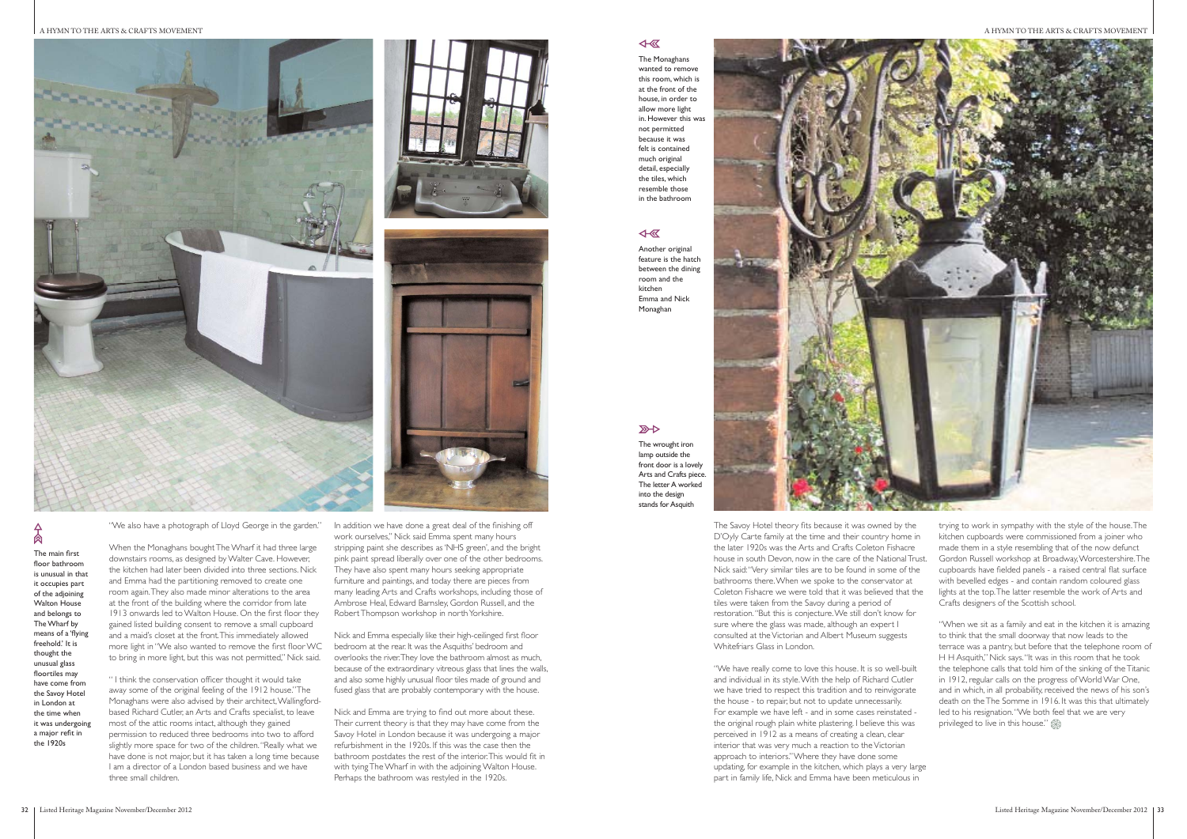The main first floor bathroom is unusual in that it occupies part of the adjoining Walton House and belongs to The Wharf by means of a 'flying freehold.' It is thought the unusual glass floortiles may have come from the Savoy Hotel in London at the time when it was undergoing a major refit in the 1920s

"We also have a photograph of Lloyd George in the garden."

When the Monaghans bought The Wharf it had three large downstairs rooms, as designed by Walter Cave. However, the kitchen had later been divided into three sections. Nick and Emma had the partitioning removed to create one room again. They also made minor alterations to the area at the front of the building where the corridor from late 1913 onwards led to Walton House. On the first floor they gained listed building consent to remove a small cupboard and a maid's closet at the front. This immediately allowed more light in "We also wanted to remove the first floor WC to bring in more light, but this was not permitted," Nick said.

"I think the conservation officer thought it would take away some of the original feeling of the 1912 house." The Monaghans were also advised by their architect, Wallingford-based Richard Cutler, an Arts and Crafts specialist, to leave most of the attic rooms intact, although they gained permission to reduced three bedrooms into two to afford slightly more space for two of the children. "Really what we have done is not major, but it has taken a long time because I am a director of a London based business and we have three small children.

In addition we have done a great deal of the finishing off work ourselves," Nick said Emma spent many hours stripping paint she describes as 'NHS green', and the bright pink paint spread liberally over one of the other bedrooms. They have also spent many hours seeking appropriate furniture and paintings, and today there are pieces from many leading Arts and Crafts workshops, including those of Ambrose Heal, Edward Barnsley, Gordon Russell, and the Robert Thompson workshop in north Yorkshire.

Nick and Emma especially like their high-ceilinged first floor bedroom at the rear. It was the Asquiths' bedroom and overlooks the river. They love the bathroom almost as much, because of the extraordinary vitreous glass that lines the walls, and also some highly unusual floor tiles made of ground and fused glass that are probably contemporary with the house.

Nick and Emma are trying to find out more about these. Their current theory is that they may have come from the Savoy Hotel in London because it was undergoing a major refurbishment in the 1920s. If this was the case then the bathroom postdates the rest of the interior. This would fit in with tying The Wharf in with the adjoining Walton House. Perhaps the bathroom was restyled in the 1920s.

The Monaghans wanted to remove this room, which is at the front of the house, in order to allow more light in. However this was not permitted because it was felt is contained much original detail, especially the tiles, which resemble those in the bathroom

Another original feature is the hatch between the dining room and the kitchen
Emma and Nick Monaghan

The wrought iron lamp outside the front door is a lovely Arts and Crafts piece. The letter A worked into the design stands for Asquith

The Savoy Hotel theory fits because it was owned by the D'Oyly Carte family at the time and their country home in the later 1920s was the Arts and Crafts Coleton Fishacre house in south Devon, now in the care of the National Trust. Nick said: "Very similar tiles are to be found in some of the bathrooms there. When we spoke to the conservator at Coleton Fishacre we were told that it was believed that the tiles were taken from the Savoy during a period of restoration. "But this is conjecture. We still don't know for sure where the glass was made, although an expert I consulted at the Victorian and Albert Museum suggests Whitefriars Glass in London.

"We have really come to love this house. It is so well-built and individual in its style. With the help of Richard Cutler we have tried to respect this tradition and to reinvigorate the house - to repair, but not to update unnecessarily. For example we have left - and in some cases reinstated - the original rough plain white plastering. I believe this was perceived in 1912 as a means of creating a clean, clear interior that was very much a reaction to the Victorian approach to interiors." Where they have done some updating, for example in the kitchen, which plays a very large part in family life, Nick and Emma have been meticulous in trying to work in sympathy with the style of the house. The kitchen cupboards were commissioned from a joiner who made them in a style resembling that of the now defunct Gordon Russell workshop at Broadway, Worcestershire. The cupboards have fielded panels - a raised central flat surface with bevelled edges - and contain random coloured glass lights at the top. The latter resemble the work of Arts and Crafts designers of the Scottish school.

"When we sit as a family and eat in the kitchen it is amazing to think that the small doorway that now leads to the terrace was a pantry, but before that the telephone room of H H Asquith," Nick says. "It was in this room that he took the telephone calls that told him of the sinking of the Titanic in 1912, regular calls on the progress of World War One, and in which, in all probability, received the news of his son's death on The Somme in 1916. It was this that ultimately led to his resignation. 'We both feel that we are very privileged to live in this house."